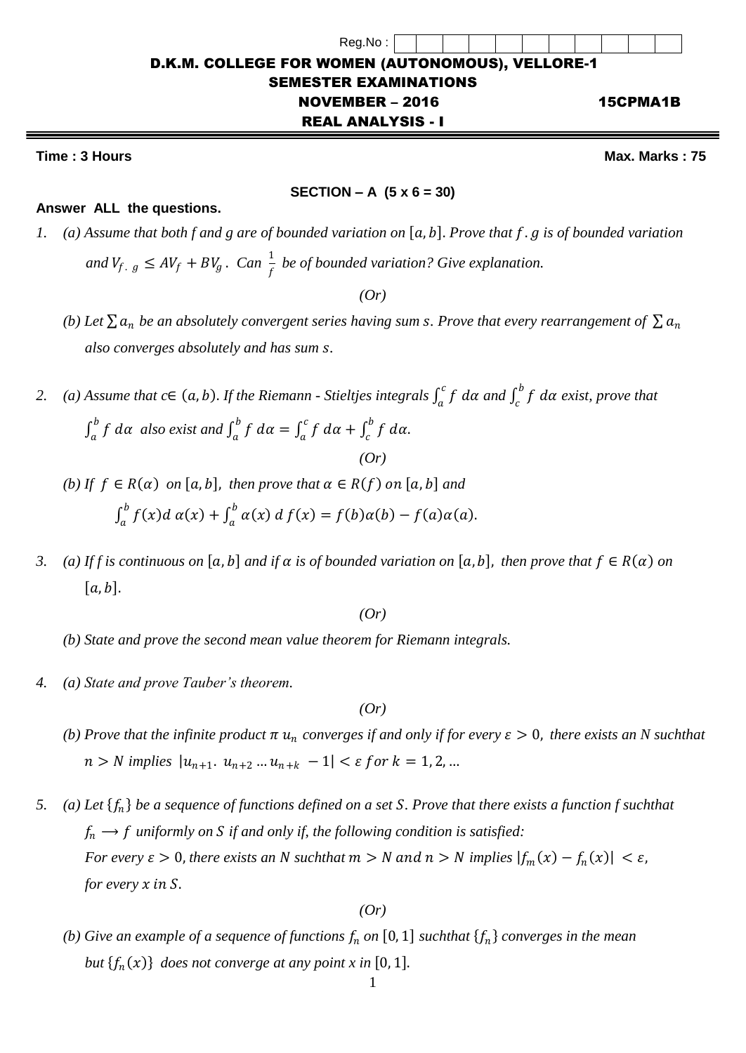Reg.No :

# D.K.M. COLLEGE FOR WOMEN (AUTONOMOUS), VELLORE-1

## SEMESTER EXAMINATIONS

## NOVEMBER – 2016 15CPMA1B

## REAL ANALYSIS - I

**Time : 3 Hours** **Max. Marks : 75**

**SECTION – A (5 x 6 = 30)**

**Answer ALL the questions.**

1. *(a) Assume that both f and g are of bounded variation on $[a, b]$. Prove that $f.g$ is of bounded variation and $V_{f.g} \leq AV_f + BV_g$. Can $\frac{1}{f}$ be of bounded variation? Give explanation.*

   *(Or)*

   *(b) Let $\sum a_n$ be an absolutely convergent series having sum $s$. Prove that every rearrangement of $\sum a_n$ also converges absolutely and has sum $s$.*

2. *(a) Assume that $c \in (a, b)$. If the Riemann - Stieltjes integrals $\int_a^c f\, d\alpha$ and $\int_c^b f\, d\alpha$ exist, prove that $\int_a^b f\, d\alpha$ also exist and $\int_a^b f\, d\alpha = \int_a^c f\, d\alpha + \int_c^b f\, d\alpha$.*

   *(Or)*

   *(b) If $f \in R(\alpha)$ on $[a, b]$, then prove that $\alpha \in R(f)$ on $[a, b]$ and*

   $$\int_a^b f(x) d\,\alpha(x) + \int_a^b \alpha(x)\, d\, f(x) = f(b)\alpha(b) - f(a)\alpha(a).$$

3. *(a) If f is continuous on $[a, b]$ and if $\alpha$ is of bounded variation on $[a, b]$, then prove that $f \in R(\alpha)$ on $[a, b]$.*

   *(Or)*

   *(b) State and prove the second mean value theorem for Riemann integrals.*

4. *(a) State and prove Tauber's theorem.*

   *(Or)*

   *(b) Prove that the infinite product $\pi\, u_n$ converges if and only if for every $\varepsilon > 0$, there exists an N suchthat $n > N$ implies $|u_{n+1}.\, u_{n+2} \ldots u_{n+k} - 1| < \varepsilon$ for $k = 1, 2, \ldots$*

5. *(a) Let $\{f_n\}$ be a sequence of functions defined on a set $S$. Prove that there exists a function f suchthat $f_n \longrightarrow f$ uniformly on $S$ if and only if, the following condition is satisfied:*
   *For every $\varepsilon > 0$, there exists an N suchthat $m > N$ and $n > N$ implies $|f_m(x) - f_n(x)| < \varepsilon$, for every $x$ in $S$.*

   *(Or)*

   *(b) Give an example of a sequence of functions $f_n$ on $[0, 1]$ suchthat $\{f_n\}$ converges in the mean but $\{f_n(x)\}$ does not converge at any point x in $[0, 1]$.*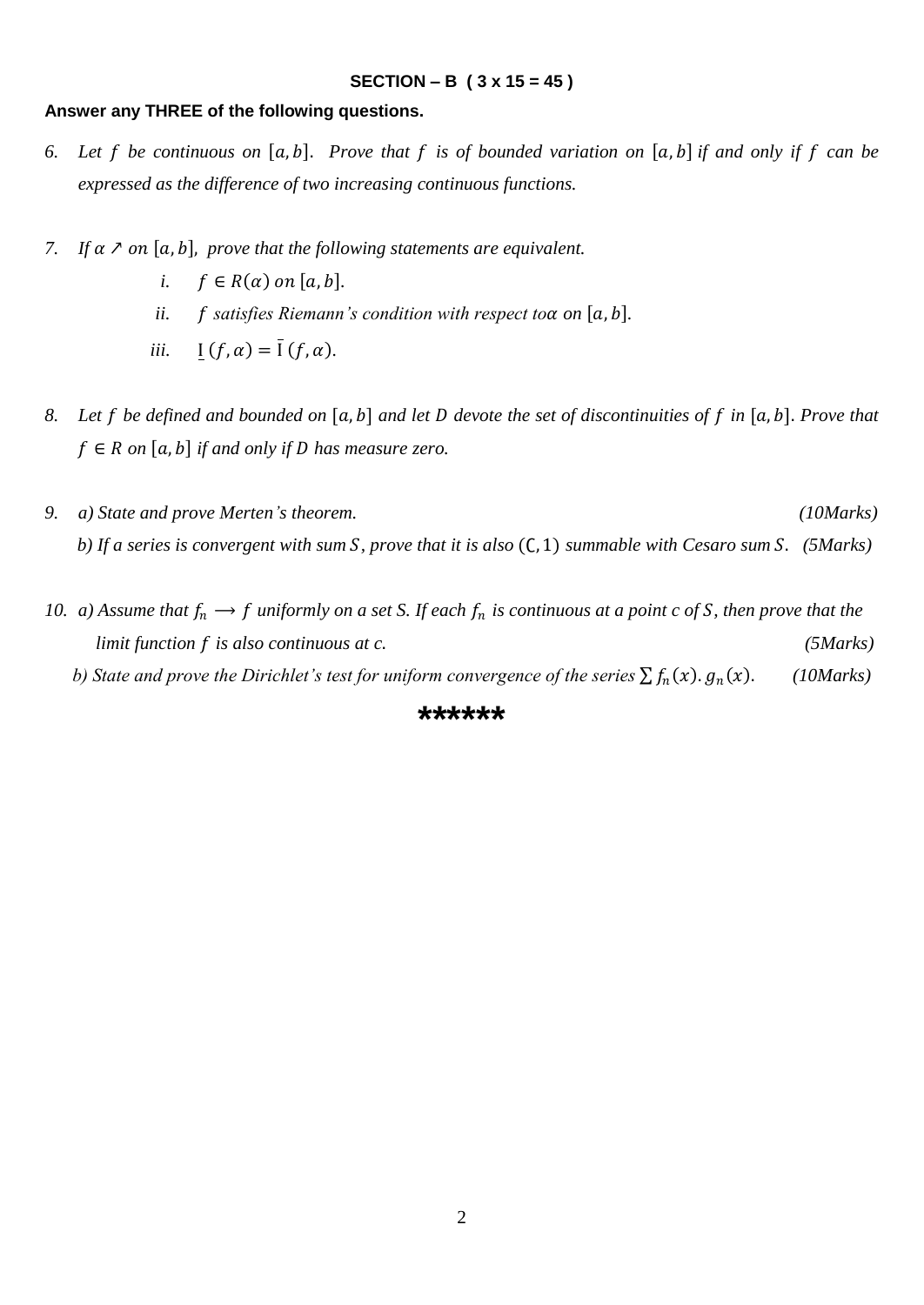**SECTION – B ( 3 x 15 = 45 )**

**Answer any THREE of the following questions.**

6. *Let $f$ be continuous on $[a,b]$. Prove that $f$ is of bounded variation on $[a,b]$ if and only if $f$ can be expressed as the difference of two increasing continuous functions.*

7. *If $\alpha \nearrow$ on $[a,b]$, prove that the following statements are equivalent.*
   - i. $f \in R(\alpha)$ on $[a,b]$.
   - ii. *$f$ satisfies Riemann's condition with respect to $\alpha$ on $[a,b]$.*
   - iii. $\underline{I}(f,\alpha) = \overline{I}(f,\alpha)$.

8. *Let $f$ be defined and bounded on $[a,b]$ and let $D$ devote the set of discontinuities of $f$ in $[a,b]$. Prove that $f \in R$ on $[a,b]$ if and only if $D$ has measure zero.*

9. *a) State and prove Merten's theorem.* *(10Marks)*

   *b) If a series is convergent with sum $S$, prove that it is also $(C,1)$ summable with Cesaro sum $S$.* *(5Marks)*

10. *a) Assume that $f_n \longrightarrow f$ uniformly on a set S. If each $f_n$ is continuous at a point c of $S$, then prove that the limit function $f$ is also continuous at c.* *(5Marks)*

    *b) State and prove the Dirichlet's test for uniform convergence of the series $\sum f_n(x).\, g_n(x)$.* *(10Marks)*

******